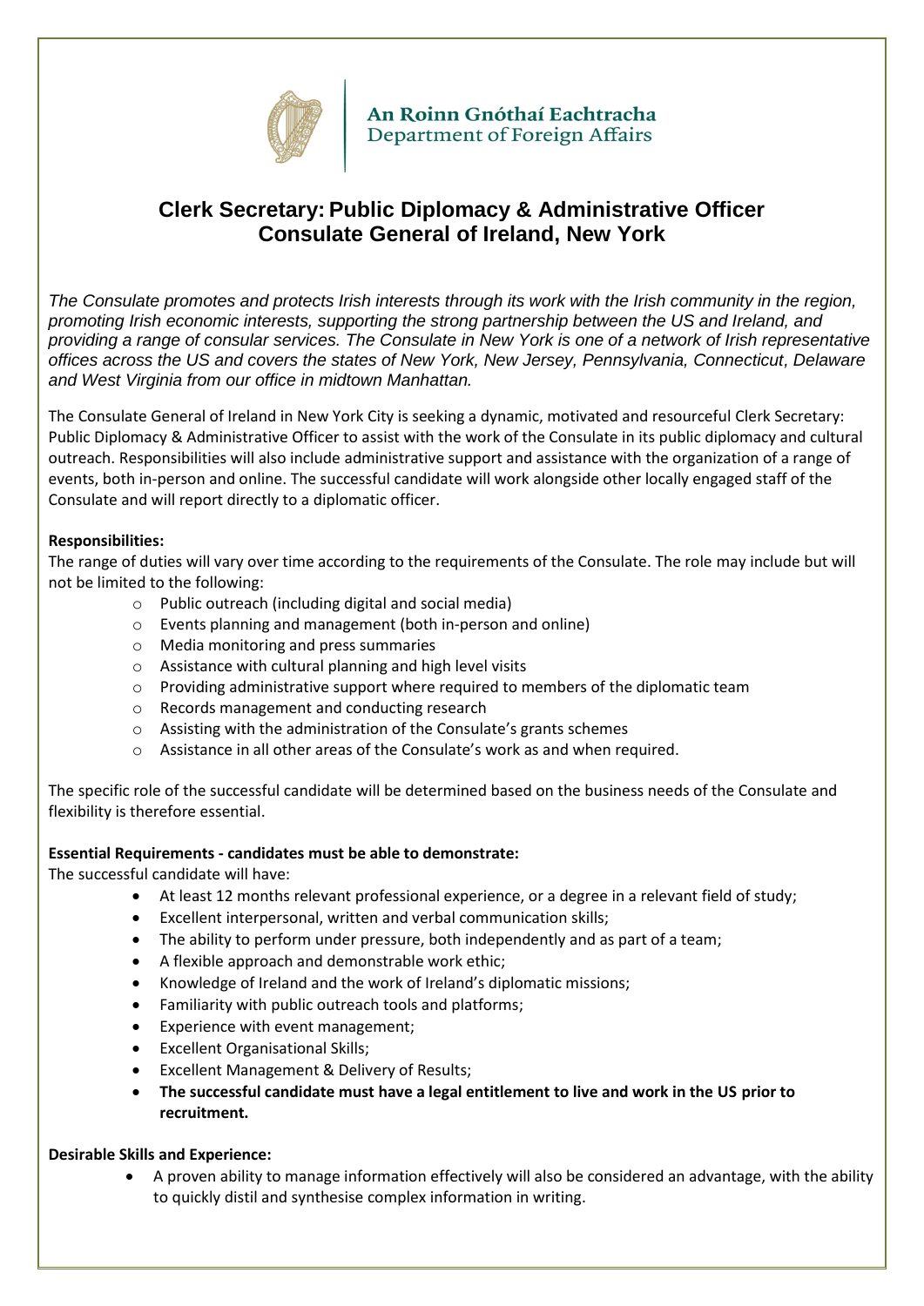An Roinn Gnóthaí Eachtracha
Department of Foreign Affairs

# Clerk Secretary: Public Diplomacy & Administrative Officer
# Consulate General of Ireland, New York

*The Consulate promotes and protects Irish interests through its work with the Irish community in the region, promoting Irish economic interests, supporting the strong partnership between the US and Ireland, and providing a range of consular services. The Consulate in New York is one of a network of Irish representative offices across the US and covers the states of New York, New Jersey, Pennsylvania, Connecticut, Delaware and West Virginia from our office in midtown Manhattan.*

The Consulate General of Ireland in New York City is seeking a dynamic, motivated and resourceful Clerk Secretary: Public Diplomacy & Administrative Officer to assist with the work of the Consulate in its public diplomacy and cultural outreach. Responsibilities will also include administrative support and assistance with the organization of a range of events, both in-person and online. The successful candidate will work alongside other locally engaged staff of the Consulate and will report directly to a diplomatic officer.

**Responsibilities:**

The range of duties will vary over time according to the requirements of the Consulate. The role may include but will not be limited to the following:

- Public outreach (including digital and social media)
- Events planning and management (both in-person and online)
- Media monitoring and press summaries
- Assistance with cultural planning and high level visits
- Providing administrative support where required to members of the diplomatic team
- Records management and conducting research
- Assisting with the administration of the Consulate's grants schemes
- Assistance in all other areas of the Consulate's work as and when required.

The specific role of the successful candidate will be determined based on the business needs of the Consulate and flexibility is therefore essential.

**Essential Requirements - candidates must be able to demonstrate:**

The successful candidate will have:

- At least 12 months relevant professional experience, or a degree in a relevant field of study;
- Excellent interpersonal, written and verbal communication skills;
- The ability to perform under pressure, both independently and as part of a team;
- A flexible approach and demonstrable work ethic;
- Knowledge of Ireland and the work of Ireland's diplomatic missions;
- Familiarity with public outreach tools and platforms;
- Experience with event management;
- Excellent Organisational Skills;
- Excellent Management & Delivery of Results;
- **The successful candidate must have a legal entitlement to live and work in the US prior to recruitment.**

**Desirable Skills and Experience:**

- A proven ability to manage information effectively will also be considered an advantage, with the ability to quickly distil and synthesise complex information in writing.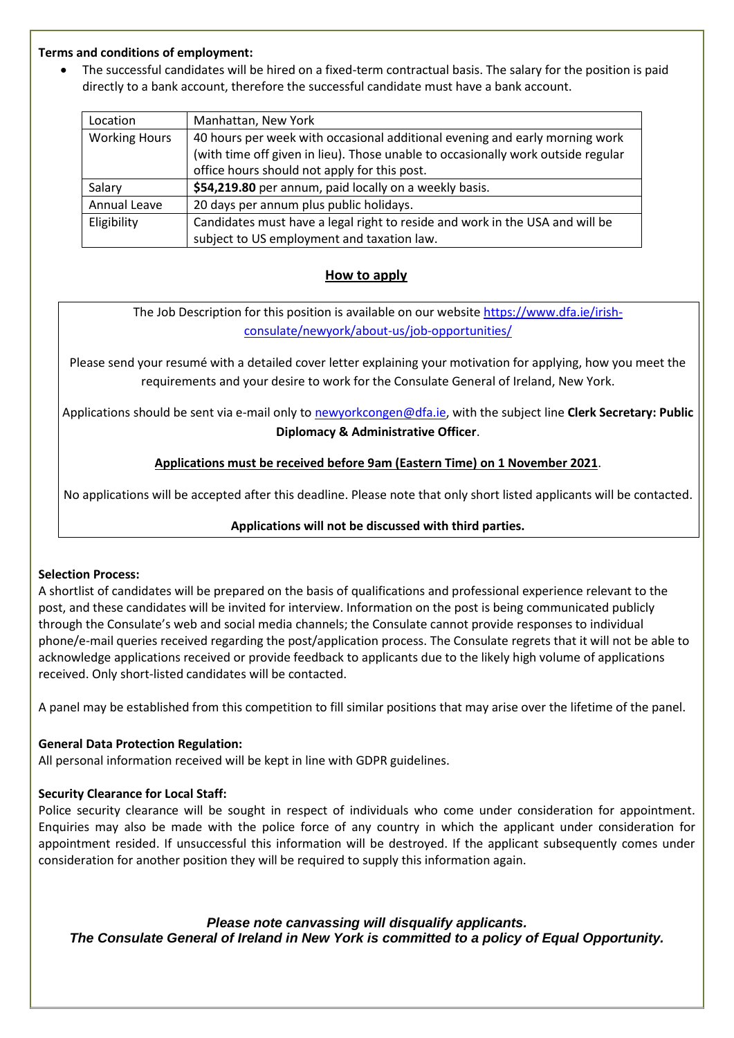**Terms and conditions of employment:**

- The successful candidates will be hired on a fixed-term contractual basis. The salary for the position is paid directly to a bank account, therefore the successful candidate must have a bank account.

| | |
|---|---|
| Location | Manhattan, New York |
| Working Hours | 40 hours per week with occasional additional evening and early morning work (with time off given in lieu). Those unable to occasionally work outside regular office hours should not apply for this post. |
| Salary | **$54,219.80** per annum, paid locally on a weekly basis. |
| Annual Leave | 20 days per annum plus public holidays. |
| Eligibility | Candidates must have a legal right to reside and work in the USA and will be subject to US employment and taxation law. |

## How to apply

The Job Description for this position is available on our website https://www.dfa.ie/irish-consulate/newyork/about-us/job-opportunities/

Please send your resumé with a detailed cover letter explaining your motivation for applying, how you meet the requirements and your desire to work for the Consulate General of Ireland, New York.

Applications should be sent via e-mail only to newyorkcongen@dfa.ie, with the subject line **Clerk Secretary: Public Diplomacy & Administrative Officer**.

**Applications must be received before 9am (Eastern Time) on 1 November 2021**.

No applications will be accepted after this deadline. Please note that only short listed applicants will be contacted.

**Applications will not be discussed with third parties.**

**Selection Process:**

A shortlist of candidates will be prepared on the basis of qualifications and professional experience relevant to the post, and these candidates will be invited for interview. Information on the post is being communicated publicly through the Consulate's web and social media channels; the Consulate cannot provide responses to individual phone/e-mail queries received regarding the post/application process. The Consulate regrets that it will not be able to acknowledge applications received or provide feedback to applicants due to the likely high volume of applications received. Only short-listed candidates will be contacted.

A panel may be established from this competition to fill similar positions that may arise over the lifetime of the panel.

**General Data Protection Regulation:**

All personal information received will be kept in line with GDPR guidelines.

**Security Clearance for Local Staff:**

Police security clearance will be sought in respect of individuals who come under consideration for appointment. Enquiries may also be made with the police force of any country in which the applicant under consideration for appointment resided. If unsuccessful this information will be destroyed. If the applicant subsequently comes under consideration for another position they will be required to supply this information again.

***Please note canvassing will disqualify applicants.***
***The Consulate General of Ireland in New York is committed to a policy of Equal Opportunity.***